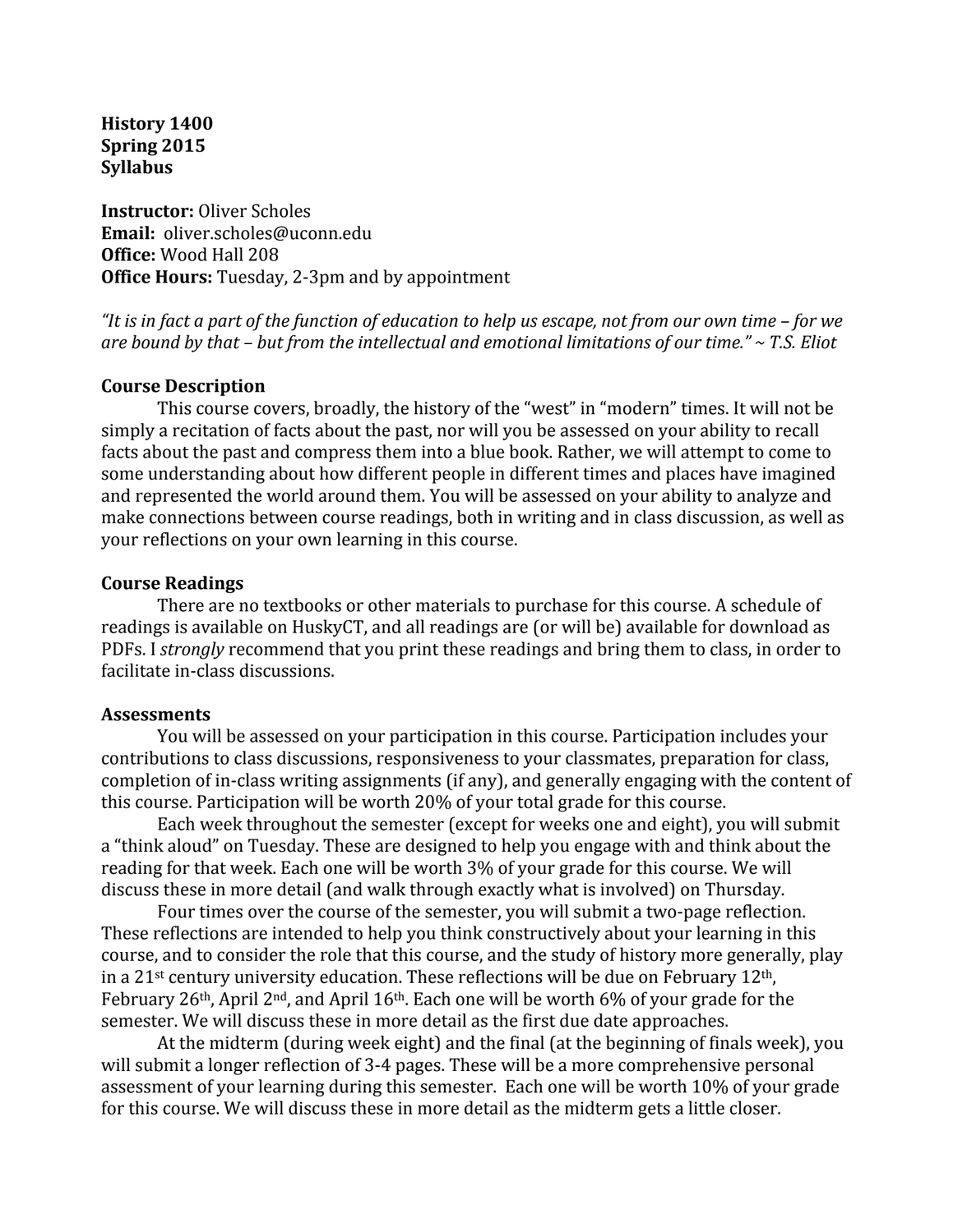**History 1400**
**Spring 2015**
**Syllabus**

**Instructor:** Oliver Scholes
**Email:** oliver.scholes@uconn.edu
**Office:** Wood Hall 208
**Office Hours:** Tuesday, 2-3pm and by appointment

*"It is in fact a part of the function of education to help us escape, not from our own time – for we are bound by that – but from the intellectual and emotional limitations of our time." ~ T.S. Eliot*

## Course Description

This course covers, broadly, the history of the "west" in "modern" times. It will not be simply a recitation of facts about the past, nor will you be assessed on your ability to recall facts about the past and compress them into a blue book. Rather, we will attempt to come to some understanding about how different people in different times and places have imagined and represented the world around them. You will be assessed on your ability to analyze and make connections between course readings, both in writing and in class discussion, as well as your reflections on your own learning in this course.

## Course Readings

There are no textbooks or other materials to purchase for this course. A schedule of readings is available on HuskyCT, and all readings are (or will be) available for download as PDFs. I *strongly* recommend that you print these readings and bring them to class, in order to facilitate in-class discussions.

## Assessments

You will be assessed on your participation in this course. Participation includes your contributions to class discussions, responsiveness to your classmates, preparation for class, completion of in-class writing assignments (if any), and generally engaging with the content of this course. Participation will be worth 20% of your total grade for this course.

Each week throughout the semester (except for weeks one and eight), you will submit a "think aloud" on Tuesday. These are designed to help you engage with and think about the reading for that week. Each one will be worth 3% of your grade for this course. We will discuss these in more detail (and walk through exactly what is involved) on Thursday.

Four times over the course of the semester, you will submit a two-page reflection. These reflections are intended to help you think constructively about your learning in this course, and to consider the role that this course, and the study of history more generally, play in a 21st century university education. These reflections will be due on February 12th, February 26th, April 2nd, and April 16th. Each one will be worth 6% of your grade for the semester. We will discuss these in more detail as the first due date approaches.

At the midterm (during week eight) and the final (at the beginning of finals week), you will submit a longer reflection of 3-4 pages. These will be a more comprehensive personal assessment of your learning during this semester. Each one will be worth 10% of your grade for this course. We will discuss these in more detail as the midterm gets a little closer.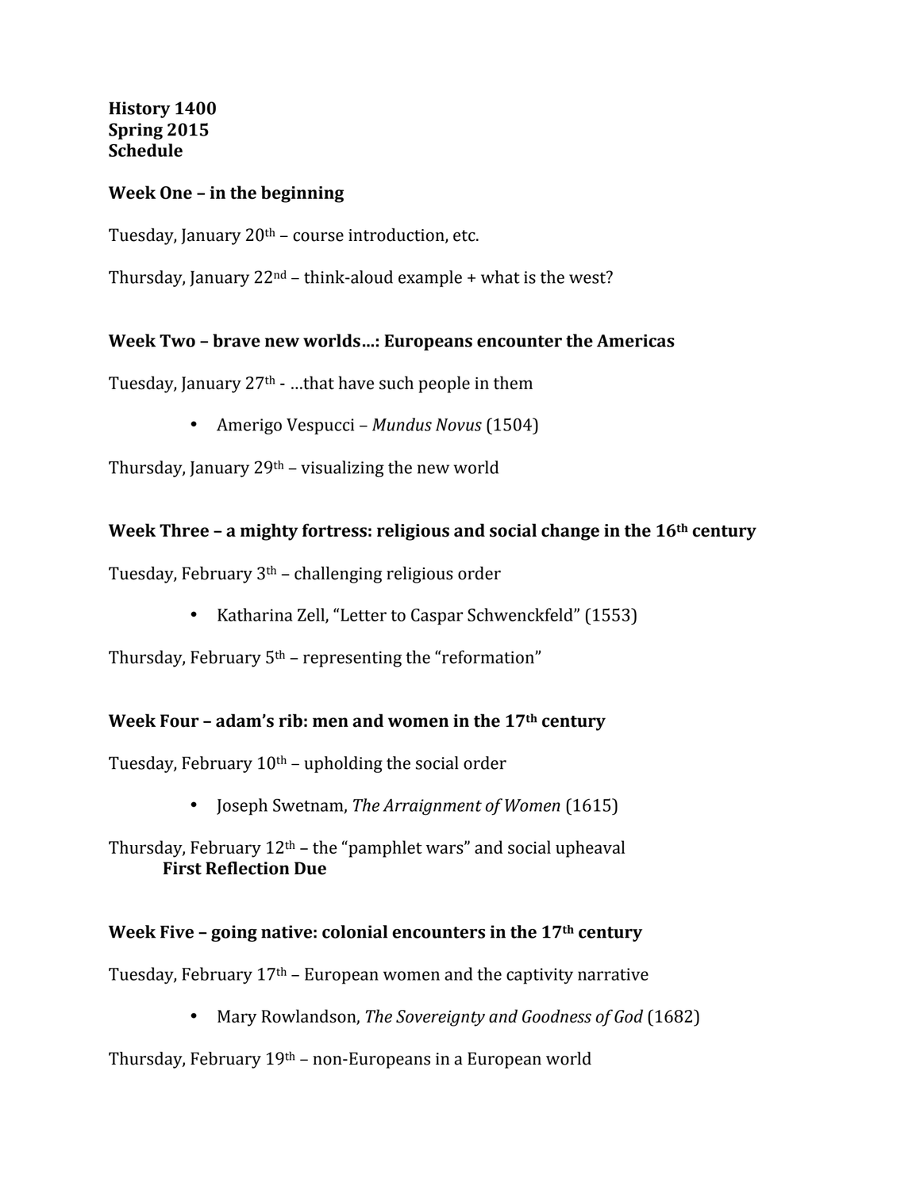**History 1400**
**Spring 2015**
**Schedule**

## Week One – in the beginning

Tuesday, January 20th – course introduction, etc.

Thursday, January 22nd – think-aloud example + what is the west?

## Week Two – brave new worlds…: Europeans encounter the Americas

Tuesday, January 27th - …that have such people in them

- Amerigo Vespucci – *Mundus Novus* (1504)

Thursday, January 29th – visualizing the new world

## Week Three – a mighty fortress: religious and social change in the 16th century

Tuesday, February 3rd – challenging religious order

- Katharina Zell, "Letter to Caspar Schwenckfeld" (1553)

Thursday, February 5th – representing the "reformation"

## Week Four – adam's rib: men and women in the 17th century

Tuesday, February 10th – upholding the social order

- Joseph Swetnam, *The Arraignment of Women* (1615)

Thursday, February 12th – the "pamphlet wars" and social upheaval
**First Reflection Due**

## Week Five – going native: colonial encounters in the 17th century

Tuesday, February 17th – European women and the captivity narrative

- Mary Rowlandson, *The Sovereignty and Goodness of God* (1682)

Thursday, February 19th – non-Europeans in a European world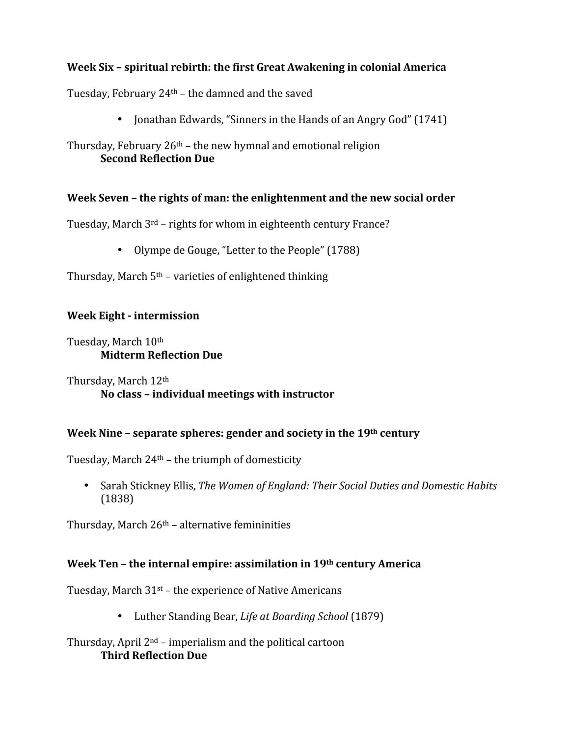**Week Six – spiritual rebirth: the first Great Awakening in colonial America**

Tuesday, February 24th – the damned and the saved

- Jonathan Edwards, "Sinners in the Hands of an Angry God" (1741)

Thursday, February 26th – the new hymnal and emotional religion
**Second Reflection Due**

**Week Seven – the rights of man: the enlightenment and the new social order**

Tuesday, March 3rd – rights for whom in eighteenth century France?

- Olympe de Gouge, "Letter to the People" (1788)

Thursday, March 5th – varieties of enlightened thinking

**Week Eight - intermission**

Tuesday, March 10th
**Midterm Reflection Due**

Thursday, March 12th
**No class – individual meetings with instructor**

**Week Nine – separate spheres: gender and society in the 19th century**

Tuesday, March 24th – the triumph of domesticity

- Sarah Stickney Ellis, *The Women of England: Their Social Duties and Domestic Habits* (1838)

Thursday, March 26th – alternative femininities

**Week Ten – the internal empire: assimilation in 19th century America**

Tuesday, March 31st – the experience of Native Americans

- Luther Standing Bear, *Life at Boarding School* (1879)

Thursday, April 2nd – imperialism and the political cartoon
**Third Reflection Due**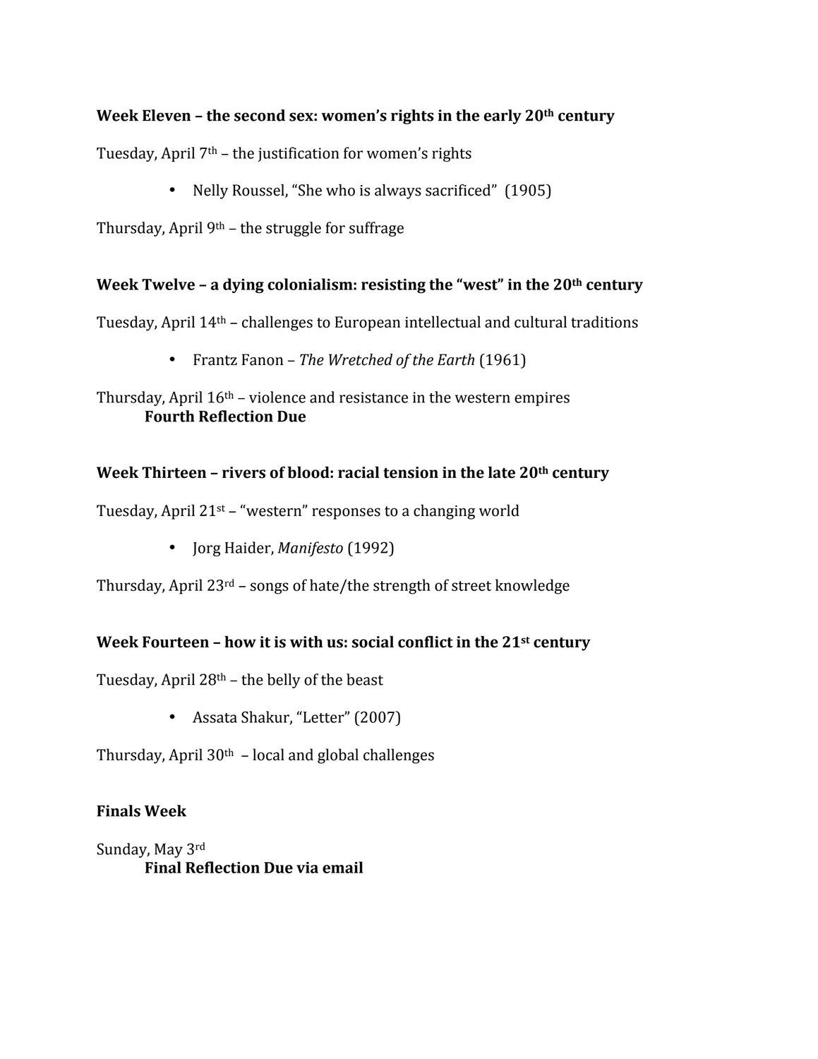**Week Eleven – the second sex: women's rights in the early 20th century**

Tuesday, April 7th – the justification for women's rights

- Nelly Roussel, "She who is always sacrificed" (1905)

Thursday, April 9th – the struggle for suffrage

**Week Twelve – a dying colonialism: resisting the "west" in the 20th century**

Tuesday, April 14th – challenges to European intellectual and cultural traditions

- Frantz Fanon – *The Wretched of the Earth* (1961)

Thursday, April 16th – violence and resistance in the western empires

**Fourth Reflection Due**

**Week Thirteen – rivers of blood: racial tension in the late 20th century**

Tuesday, April 21st – "western" responses to a changing world

- Jorg Haider, *Manifesto* (1992)

Thursday, April 23rd – songs of hate/the strength of street knowledge

**Week Fourteen – how it is with us: social conflict in the 21st century**

Tuesday, April 28th – the belly of the beast

- Assata Shakur, "Letter" (2007)

Thursday, April 30th – local and global challenges

**Finals Week**

Sunday, May 3rd

**Final Reflection Due via email**